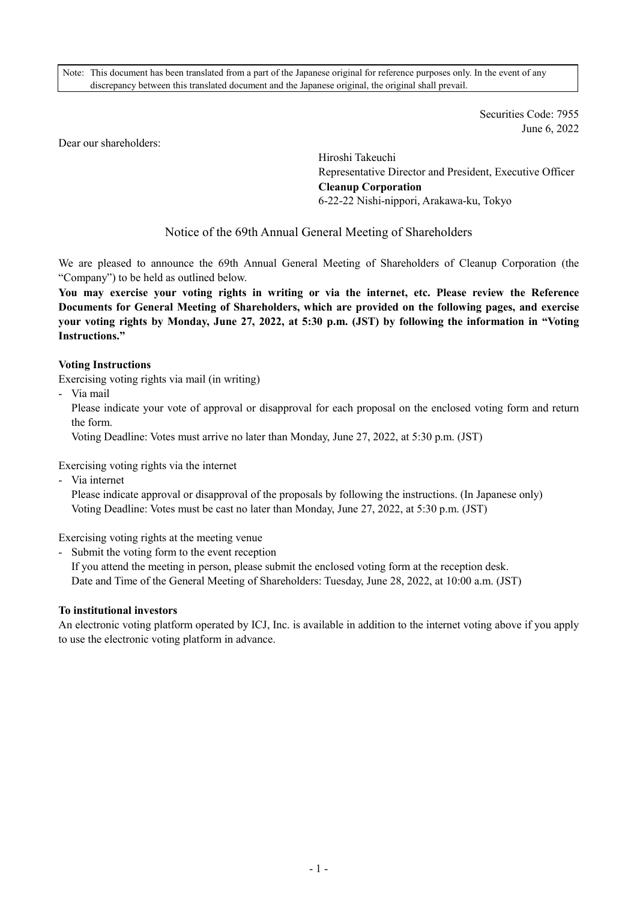Note: This document has been translated from a part of the Japanese original for reference purposes only. In the event of any discrepancy between this translated document and the Japanese original, the original shall prevail.

Securities Code: 7955
June 6, 2022

Dear our shareholders:

Hiroshi Takeuchi
Representative Director and President, Executive Officer
**Cleanup Corporation**
6-22-22 Nishi-nippori, Arakawa-ku, Tokyo

# Notice of the 69th Annual General Meeting of Shareholders

We are pleased to announce the 69th Annual General Meeting of Shareholders of Cleanup Corporation (the "Company") to be held as outlined below.

**You may exercise your voting rights in writing or via the internet, etc. Please review the Reference Documents for General Meeting of Shareholders, which are provided on the following pages, and exercise your voting rights by Monday, June 27, 2022, at 5:30 p.m. (JST) by following the information in "Voting Instructions."**

**Voting Instructions**

Exercising voting rights via mail (in writing)

- Via mail

  Please indicate your vote of approval or disapproval for each proposal on the enclosed voting form and return the form.

  Voting Deadline: Votes must arrive no later than Monday, June 27, 2022, at 5:30 p.m. (JST)

Exercising voting rights via the internet

- Via internet

  Please indicate approval or disapproval of the proposals by following the instructions. (In Japanese only)

  Voting Deadline: Votes must be cast no later than Monday, June 27, 2022, at 5:30 p.m. (JST)

Exercising voting rights at the meeting venue

- Submit the voting form to the event reception

  If you attend the meeting in person, please submit the enclosed voting form at the reception desk.

  Date and Time of the General Meeting of Shareholders: Tuesday, June 28, 2022, at 10:00 a.m. (JST)

**To institutional investors**

An electronic voting platform operated by ICJ, Inc. is available in addition to the internet voting above if you apply to use the electronic voting platform in advance.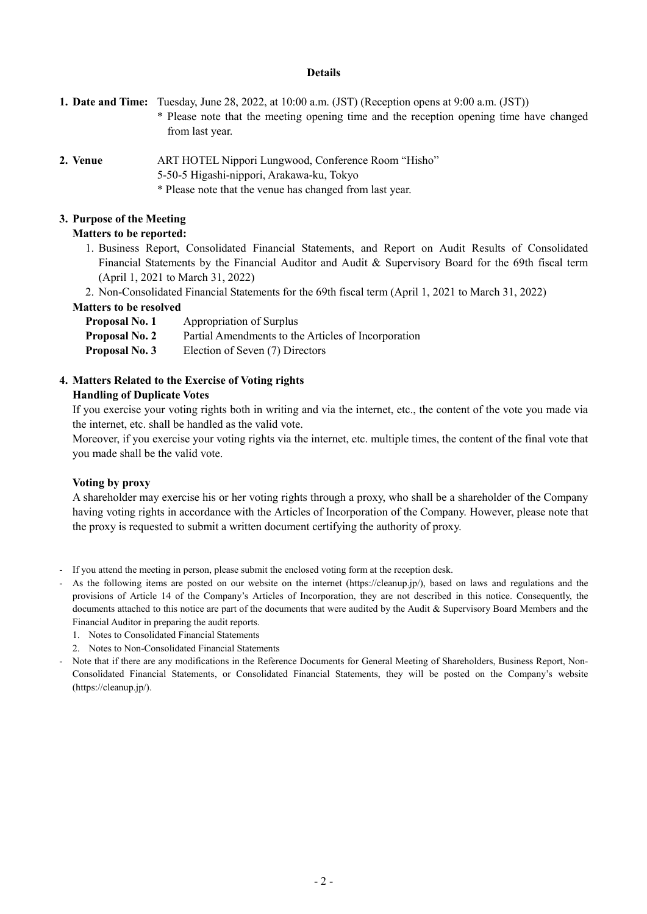## Details

**1. Date and Time:** Tuesday, June 28, 2022, at 10:00 a.m. (JST) (Reception opens at 9:00 a.m. (JST))

\* Please note that the meeting opening time and the reception opening time have changed from last year.

**2. Venue** ART HOTEL Nippori Lungwood, Conference Room "Hisho"

5-50-5 Higashi-nippori, Arakawa-ku, Tokyo

\* Please note that the venue has changed from last year.

**3. Purpose of the Meeting**

**Matters to be reported:**

1. Business Report, Consolidated Financial Statements, and Report on Audit Results of Consolidated Financial Statements by the Financial Auditor and Audit & Supervisory Board for the 69th fiscal term (April 1, 2021 to March 31, 2022)
2. Non-Consolidated Financial Statements for the 69th fiscal term (April 1, 2021 to March 31, 2022)

**Matters to be resolved**

**Proposal No. 1** Appropriation of Surplus

**Proposal No. 2** Partial Amendments to the Articles of Incorporation

**Proposal No. 3** Election of Seven (7) Directors

**4. Matters Related to the Exercise of Voting rights**

**Handling of Duplicate Votes**

If you exercise your voting rights both in writing and via the internet, etc., the content of the vote you made via the internet, etc. shall be handled as the valid vote.

Moreover, if you exercise your voting rights via the internet, etc. multiple times, the content of the final vote that you made shall be the valid vote.

**Voting by proxy**

A shareholder may exercise his or her voting rights through a proxy, who shall be a shareholder of the Company having voting rights in accordance with the Articles of Incorporation of the Company. However, please note that the proxy is requested to submit a written document certifying the authority of proxy.

- If you attend the meeting in person, please submit the enclosed voting form at the reception desk.
- As the following items are posted on our website on the internet (https://cleanup.jp/), based on laws and regulations and the provisions of Article 14 of the Company's Articles of Incorporation, they are not described in this notice. Consequently, the documents attached to this notice are part of the documents that were audited by the Audit & Supervisory Board Members and the Financial Auditor in preparing the audit reports.
  1. Notes to Consolidated Financial Statements
  2. Notes to Non-Consolidated Financial Statements
- Note that if there are any modifications in the Reference Documents for General Meeting of Shareholders, Business Report, Non-Consolidated Financial Statements, or Consolidated Financial Statements, they will be posted on the Company's website (https://cleanup.jp/).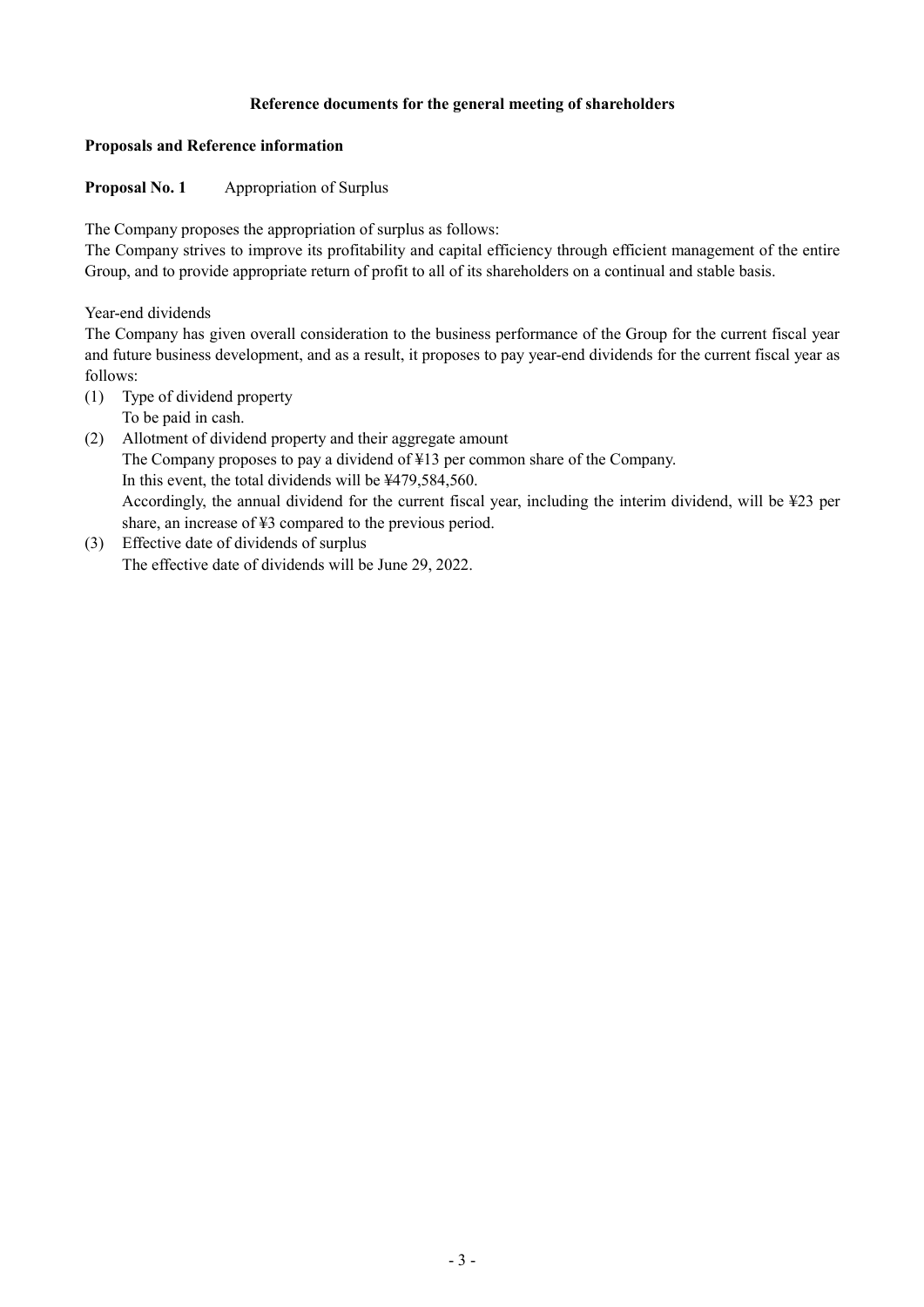## Reference documents for the general meeting of shareholders

### Proposals and Reference information

**Proposal No. 1** Appropriation of Surplus

The Company proposes the appropriation of surplus as follows:
The Company strives to improve its profitability and capital efficiency through efficient management of the entire Group, and to provide appropriate return of profit to all of its shareholders on a continual and stable basis.

Year-end dividends
The Company has given overall consideration to the business performance of the Group for the current fiscal year and future business development, and as a result, it proposes to pay year-end dividends for the current fiscal year as follows:

(1) Type of dividend property
To be paid in cash.
(2) Allotment of dividend property and their aggregate amount
The Company proposes to pay a dividend of ¥13 per common share of the Company.
In this event, the total dividends will be ¥479,584,560.
Accordingly, the annual dividend for the current fiscal year, including the interim dividend, will be ¥23 per share, an increase of ¥3 compared to the previous period.
(3) Effective date of dividends of surplus
The effective date of dividends will be June 29, 2022.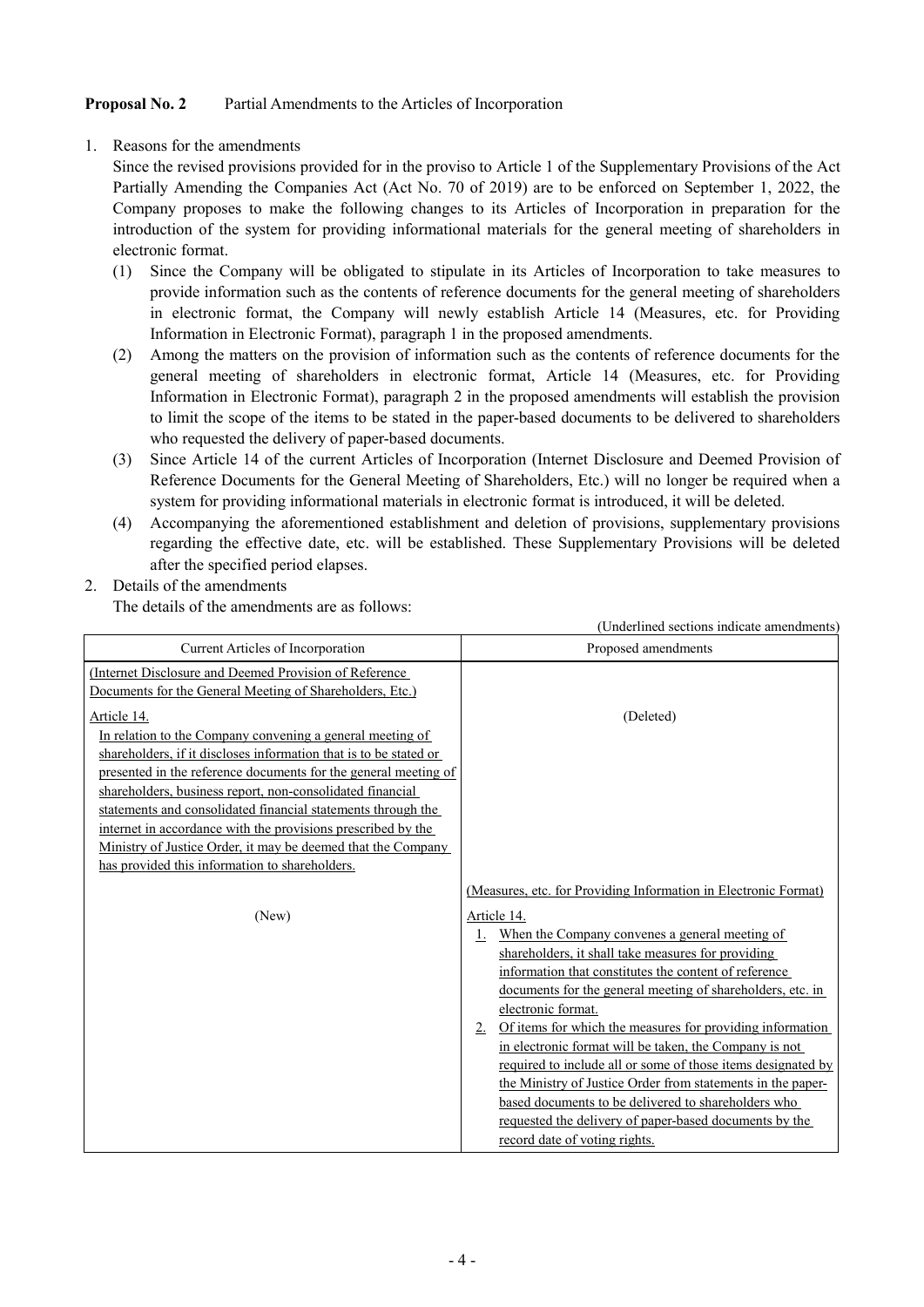**Proposal No. 2** Partial Amendments to the Articles of Incorporation

1. Reasons for the amendments

   Since the revised provisions provided for in the proviso to Article 1 of the Supplementary Provisions of the Act Partially Amending the Companies Act (Act No. 70 of 2019) are to be enforced on September 1, 2022, the Company proposes to make the following changes to its Articles of Incorporation in preparation for the introduction of the system for providing informational materials for the general meeting of shareholders in electronic format.

   (1) Since the Company will be obligated to stipulate in its Articles of Incorporation to take measures to provide information such as the contents of reference documents for the general meeting of shareholders in electronic format, the Company will newly establish Article 14 (Measures, etc. for Providing Information in Electronic Format), paragraph 1 in the proposed amendments.

   (2) Among the matters on the provision of information such as the contents of reference documents for the general meeting of shareholders in electronic format, Article 14 (Measures, etc. for Providing Information in Electronic Format), paragraph 2 in the proposed amendments will establish the provision to limit the scope of the items to be stated in the paper-based documents to be delivered to shareholders who requested the delivery of paper-based documents.

   (3) Since Article 14 of the current Articles of Incorporation (Internet Disclosure and Deemed Provision of Reference Documents for the General Meeting of Shareholders, Etc.) will no longer be required when a system for providing informational materials in electronic format is introduced, it will be deleted.

   (4) Accompanying the aforementioned establishment and deletion of provisions, supplementary provisions regarding the effective date, etc. will be established. These Supplementary Provisions will be deleted after the specified period elapses.

2. Details of the amendments

   The details of the amendments are as follows:

(Underlined sections indicate amendments)

| Current Articles of Incorporation | Proposed amendments |
|---|---|
| <u>(Internet Disclosure and Deemed Provision of Reference Documents for the General Meeting of Shareholders, Etc.)</u><br><u>Article 14.</u><br><u>In relation to the Company convening a general meeting of shareholders, if it discloses information that is to be stated or presented in the reference documents for the general meeting of shareholders, business report, non-consolidated financial statements and consolidated financial statements through the internet in accordance with the provisions prescribed by the Ministry of Justice Order, it may be deemed that the Company has provided this information to shareholders.</u> | (Deleted) |
| (New) | <u>(Measures, etc. for Providing Information in Electronic Format)</u><br><u>Article 14.</u><br><u>1. When the Company convenes a general meeting of shareholders, it shall take measures for providing information that constitutes the content of reference documents for the general meeting of shareholders, etc. in electronic format.</u><br><u>2. Of items for which the measures for providing information in electronic format will be taken, the Company is not required to include all or some of those items designated by the Ministry of Justice Order from statements in the paper-based documents to be delivered to shareholders who requested the delivery of paper-based documents by the record date of voting rights.</u> |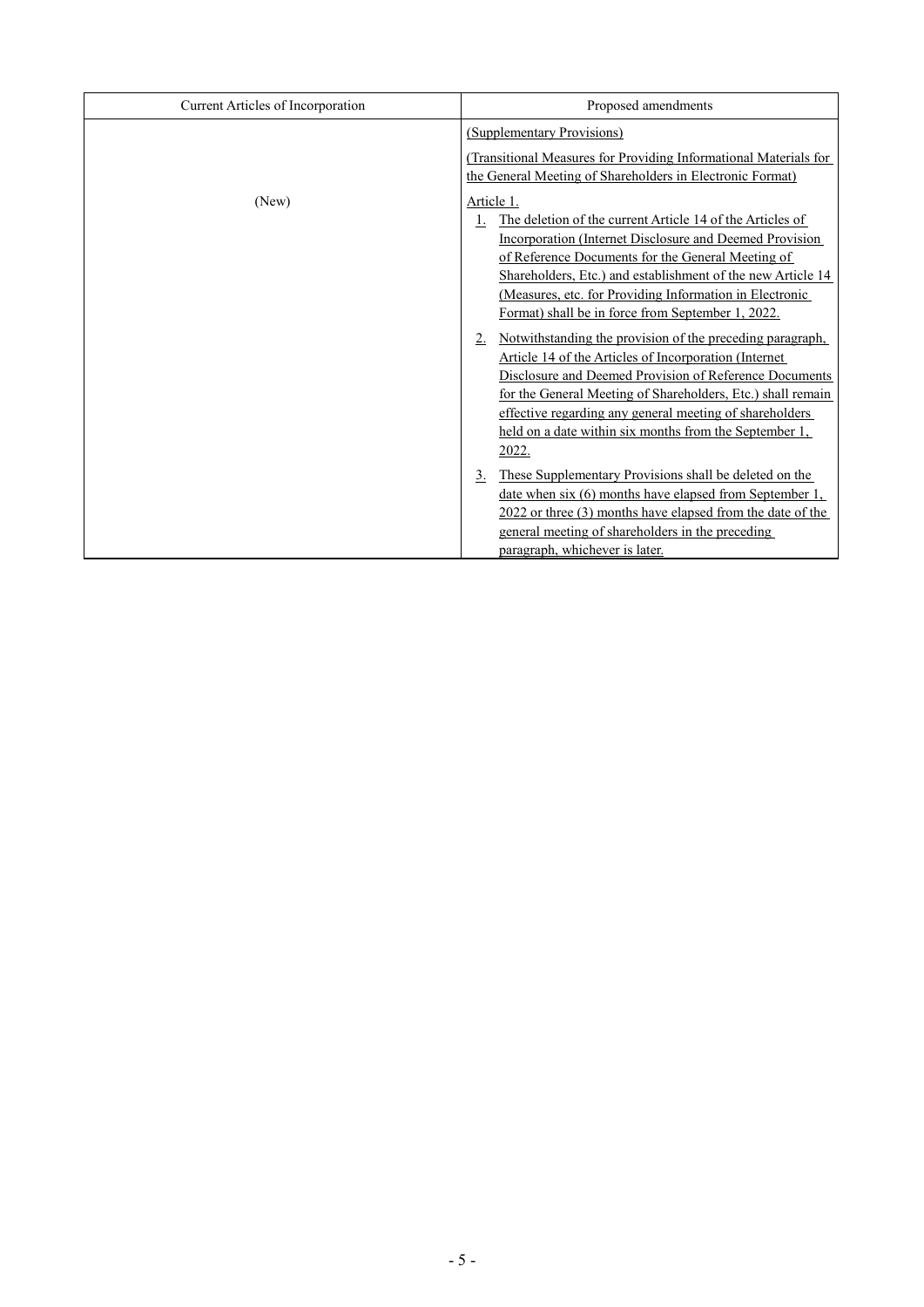| Current Articles of Incorporation | Proposed amendments |
|---|---|
| (New) | (Supplementary Provisions)<br><br>(Transitional Measures for Providing Informational Materials for the General Meeting of Shareholders in Electronic Format)<br><br>Article 1.<br>1. The deletion of the current Article 14 of the Articles of Incorporation (Internet Disclosure and Deemed Provision of Reference Documents for the General Meeting of Shareholders, Etc.) and establishment of the new Article 14 (Measures, etc. for Providing Information in Electronic Format) shall be in force from September 1, 2022.<br>2. Notwithstanding the provision of the preceding paragraph, Article 14 of the Articles of Incorporation (Internet Disclosure and Deemed Provision of Reference Documents for the General Meeting of Shareholders, Etc.) shall remain effective regarding any general meeting of shareholders held on a date within six months from the September 1, 2022.<br>3. These Supplementary Provisions shall be deleted on the date when six (6) months have elapsed from September 1, 2022 or three (3) months have elapsed from the date of the general meeting of shareholders in the preceding paragraph, whichever is later. |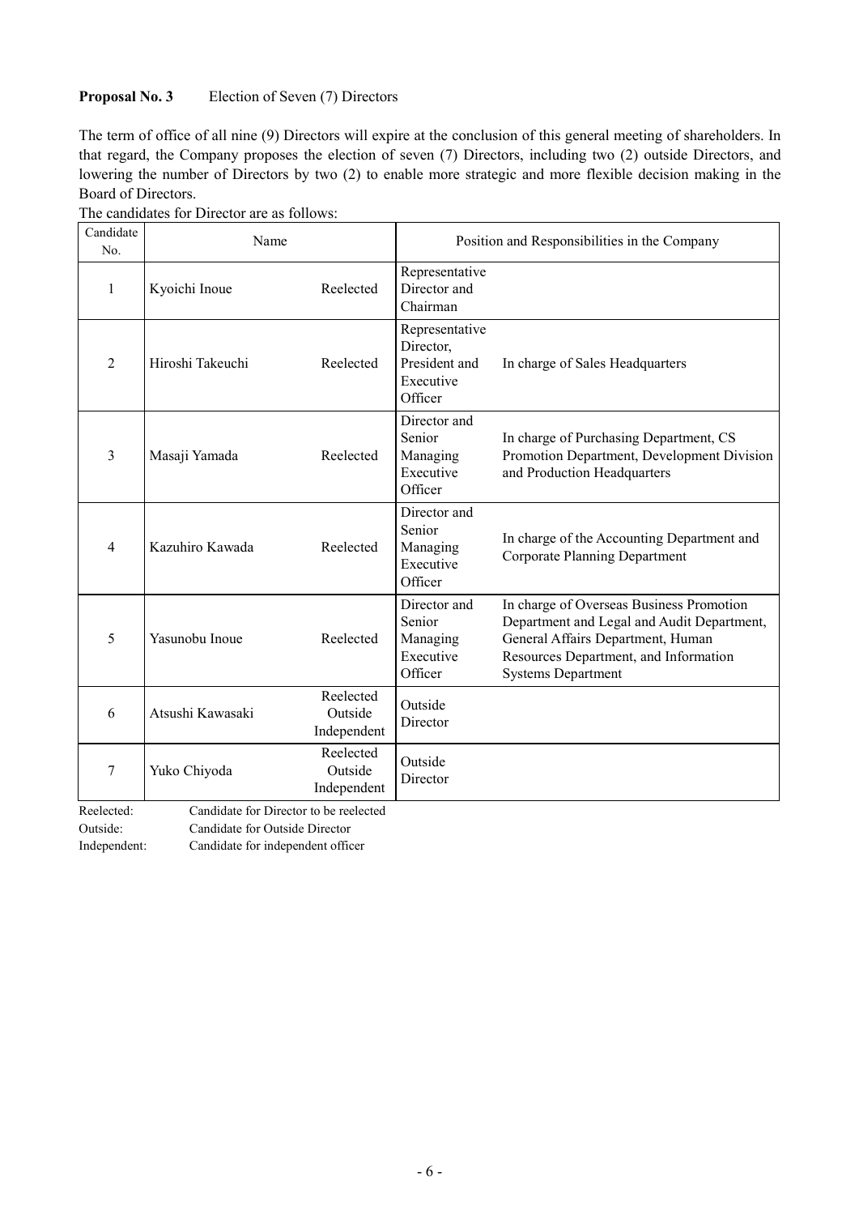**Proposal No. 3** Election of Seven (7) Directors

The term of office of all nine (9) Directors will expire at the conclusion of this general meeting of shareholders. In that regard, the Company proposes the election of seven (7) Directors, including two (2) outside Directors, and lowering the number of Directors by two (2) to enable more strategic and more flexible decision making in the Board of Directors.

The candidates for Director are as follows:

| Candidate No. | Name | | Position and Responsibilities in the Company | |
|---|---|---|---|---|
| 1 | Kyoichi Inoue | Reelected | Representative Director and Chairman | |
| 2 | Hiroshi Takeuchi | Reelected | Representative Director, President and Executive Officer | In charge of Sales Headquarters |
| 3 | Masaji Yamada | Reelected | Director and Senior Managing Executive Officer | In charge of Purchasing Department, CS Promotion Department, Development Division and Production Headquarters |
| 4 | Kazuhiro Kawada | Reelected | Director and Senior Managing Executive Officer | In charge of the Accounting Department and Corporate Planning Department |
| 5 | Yasunobu Inoue | Reelected | Director and Senior Managing Executive Officer | In charge of Overseas Business Promotion Department and Legal and Audit Department, General Affairs Department, Human Resources Department, and Information Systems Department |
| 6 | Atsushi Kawasaki | Reelected Outside Independent | Outside Director | |
| 7 | Yuko Chiyoda | Reelected Outside Independent | Outside Director | |

Reelected: Candidate for Director to be reelected
Outside: Candidate for Outside Director
Independent: Candidate for independent officer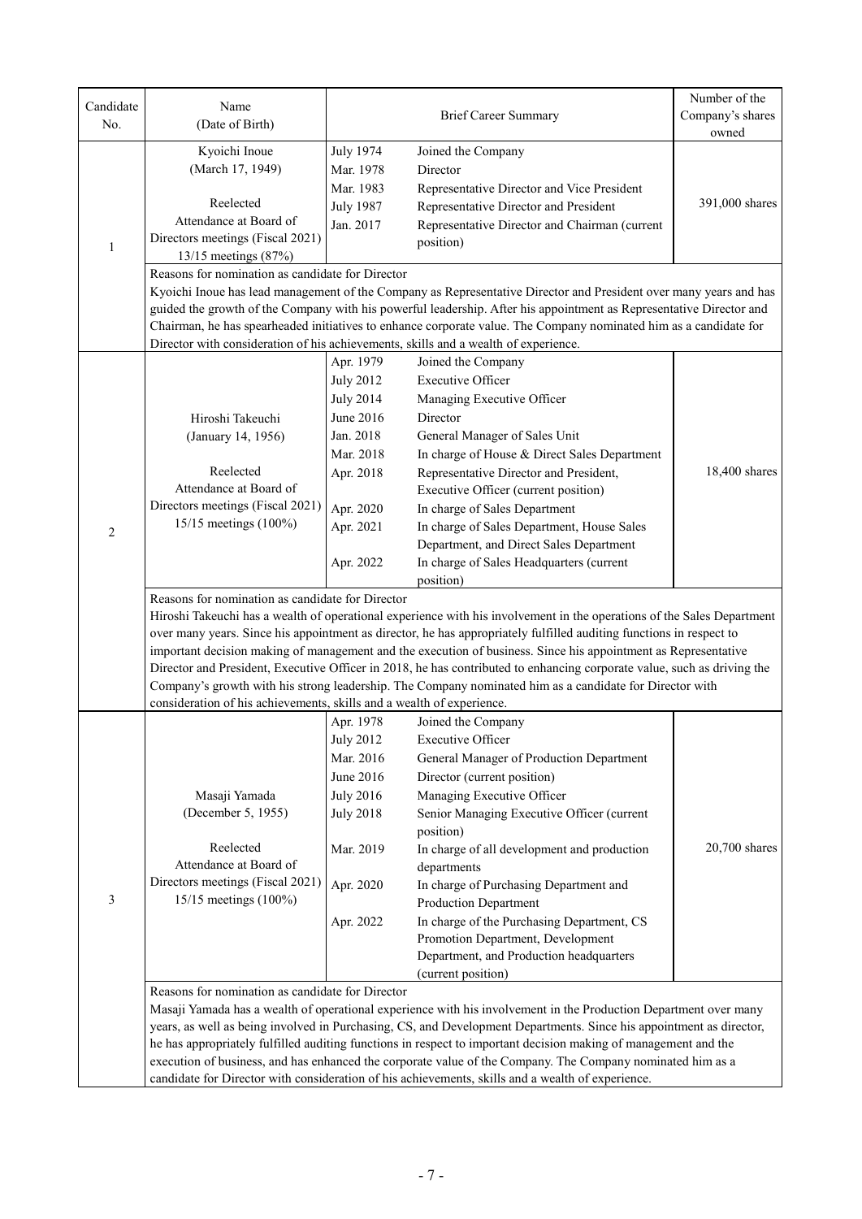| Candidate No. | Name (Date of Birth) | Brief Career Summary | | Number of the Company's shares owned |
|---|---|---|---|---|
| 1 | Kyoichi Inoue (March 17, 1949)<br><br>Reelected<br>Attendance at Board of Directors meetings (Fiscal 2021)<br>13/15 meetings (87%) | July 1974<br>Mar. 1978<br>Mar. 1983<br>July 1987<br>Jan. 2017 | Joined the Company<br>Director<br>Representative Director and Vice President<br>Representative Director and President<br>Representative Director and Chairman (current position) | 391,000 shares |
| | Reasons for nomination as candidate for Director<br>Kyoichi Inoue has lead management of the Company as Representative Director and President over many years and has guided the growth of the Company with his powerful leadership. After his appointment as Representative Director and Chairman, he has spearheaded initiatives to enhance corporate value. The Company nominated him as a candidate for Director with consideration of his achievements, skills and a wealth of experience. | | | |
| 2 | Hiroshi Takeuchi (January 14, 1956)<br><br>Reelected<br>Attendance at Board of Directors meetings (Fiscal 2021)<br>15/15 meetings (100%) | Apr. 1979<br>July 2012<br>July 2014<br>June 2016<br>Jan. 2018<br>Mar. 2018<br>Apr. 2018<br><br>Apr. 2020<br>Apr. 2021<br><br>Apr. 2022 | Joined the Company<br>Executive Officer<br>Managing Executive Officer<br>Director<br>General Manager of Sales Unit<br>In charge of House & Direct Sales Department<br>Representative Director and President, Executive Officer (current position)<br>In charge of Sales Department<br>In charge of Sales Department, House Sales Department, and Direct Sales Department<br>In charge of Sales Headquarters (current position) | 18,400 shares |
| | Reasons for nomination as candidate for Director<br>Hiroshi Takeuchi has a wealth of operational experience with his involvement in the operations of the Sales Department over many years. Since his appointment as director, he has appropriately fulfilled auditing functions in respect to important decision making of management and the execution of business. Since his appointment as Representative Director and President, Executive Officer in 2018, he has contributed to enhancing corporate value, such as driving the Company's growth with his strong leadership. The Company nominated him as a candidate for Director with consideration of his achievements, skills and a wealth of experience. | | | |
| 3 | Masaji Yamada (December 5, 1955)<br><br>Reelected<br>Attendance at Board of Directors meetings (Fiscal 2021)<br>15/15 meetings (100%) | Apr. 1978<br>July 2012<br>Mar. 2016<br>June 2016<br>July 2016<br>July 2018<br><br>Mar. 2019<br><br>Apr. 2020<br><br>Apr. 2022 | Joined the Company<br>Executive Officer<br>General Manager of Production Department<br>Director (current position)<br>Managing Executive Officer<br>Senior Managing Executive Officer (current position)<br>In charge of all development and production departments<br>In charge of Purchasing Department and Production Department<br>In charge of the Purchasing Department, CS Promotion Department, Development Department, and Production headquarters (current position) | 20,700 shares |
| | Reasons for nomination as candidate for Director<br>Masaji Yamada has a wealth of operational experience with his involvement in the Production Department over many years, as well as being involved in Purchasing, CS, and Development Departments. Since his appointment as director, he has appropriately fulfilled auditing functions in respect to important decision making of management and the execution of business, and has enhanced the corporate value of the Company. The Company nominated him as a candidate for Director with consideration of his achievements, skills and a wealth of experience. | | | |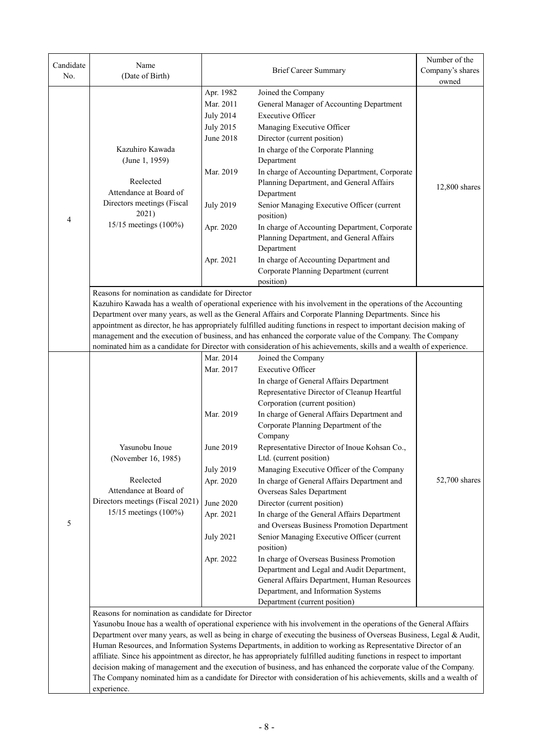| Candidate No. | Name (Date of Birth) | Brief Career Summary | | Number of the Company's shares owned |
|---|---|---|---|---|
| 4 | Kazuhiro Kawada (June 1, 1959) Reelected Attendance at Board of Directors meetings (Fiscal 2021) 15/15 meetings (100%) | Apr. 1982 | Joined the Company | 12,800 shares |
| | | Mar. 2011 | General Manager of Accounting Department | |
| | | July 2014 | Executive Officer | |
| | | July 2015 | Managing Executive Officer | |
| | | June 2018 | Director (current position) In charge of the Corporate Planning Department | |
| | | Mar. 2019 | In charge of Accounting Department, Corporate Planning Department, and General Affairs Department | |
| | | July 2019 | Senior Managing Executive Officer (current position) | |
| | | Apr. 2020 | In charge of Accounting Department, Corporate Planning Department, and General Affairs Department | |
| | | Apr. 2021 | In charge of Accounting Department and Corporate Planning Department (current position) | |
| | Reasons for nomination as candidate for Director<br>Kazuhiro Kawada has a wealth of operational experience with his involvement in the operations of the Accounting Department over many years, as well as the General Affairs and Corporate Planning Departments. Since his appointment as director, he has appropriately fulfilled auditing functions in respect to important decision making of management and the execution of business, and has enhanced the corporate value of the Company. The Company nominated him as a candidate for Director with consideration of his achievements, skills and a wealth of experience. | | | |
| 5 | Yasunobu Inoue (November 16, 1985) Reelected Attendance at Board of Directors meetings (Fiscal 2021) 15/15 meetings (100%) | Mar. 2014 | Joined the Company | 52,700 shares |
| | | Mar. 2017 | Executive Officer In charge of General Affairs Department Representative Director of Cleanup Heartful Corporation (current position) | |
| | | Mar. 2019 | In charge of General Affairs Department and Corporate Planning Department of the Company | |
| | | June 2019 | Representative Director of Inoue Kohsan Co., Ltd. (current position) | |
| | | July 2019 | Managing Executive Officer of the Company | |
| | | Apr. 2020 | In charge of General Affairs Department and Overseas Sales Department | |
| | | June 2020 | Director (current position) | |
| | | Apr. 2021 | In charge of the General Affairs Department and Overseas Business Promotion Department | |
| | | July 2021 | Senior Managing Executive Officer (current position) | |
| | | Apr. 2022 | In charge of Overseas Business Promotion Department and Legal and Audit Department, General Affairs Department, Human Resources Department, and Information Systems Department (current position) | |
| | Reasons for nomination as candidate for Director<br>Yasunobu Inoue has a wealth of operational experience with his involvement in the operations of the General Affairs Department over many years, as well as being in charge of executing the business of Overseas Business, Legal & Audit, Human Resources, and Information Systems Departments, in addition to working as Representative Director of an affiliate. Since his appointment as director, he has appropriately fulfilled auditing functions in respect to important decision making of management and the execution of business, and has enhanced the corporate value of the Company. The Company nominated him as a candidate for Director with consideration of his achievements, skills and a wealth of experience. | | | |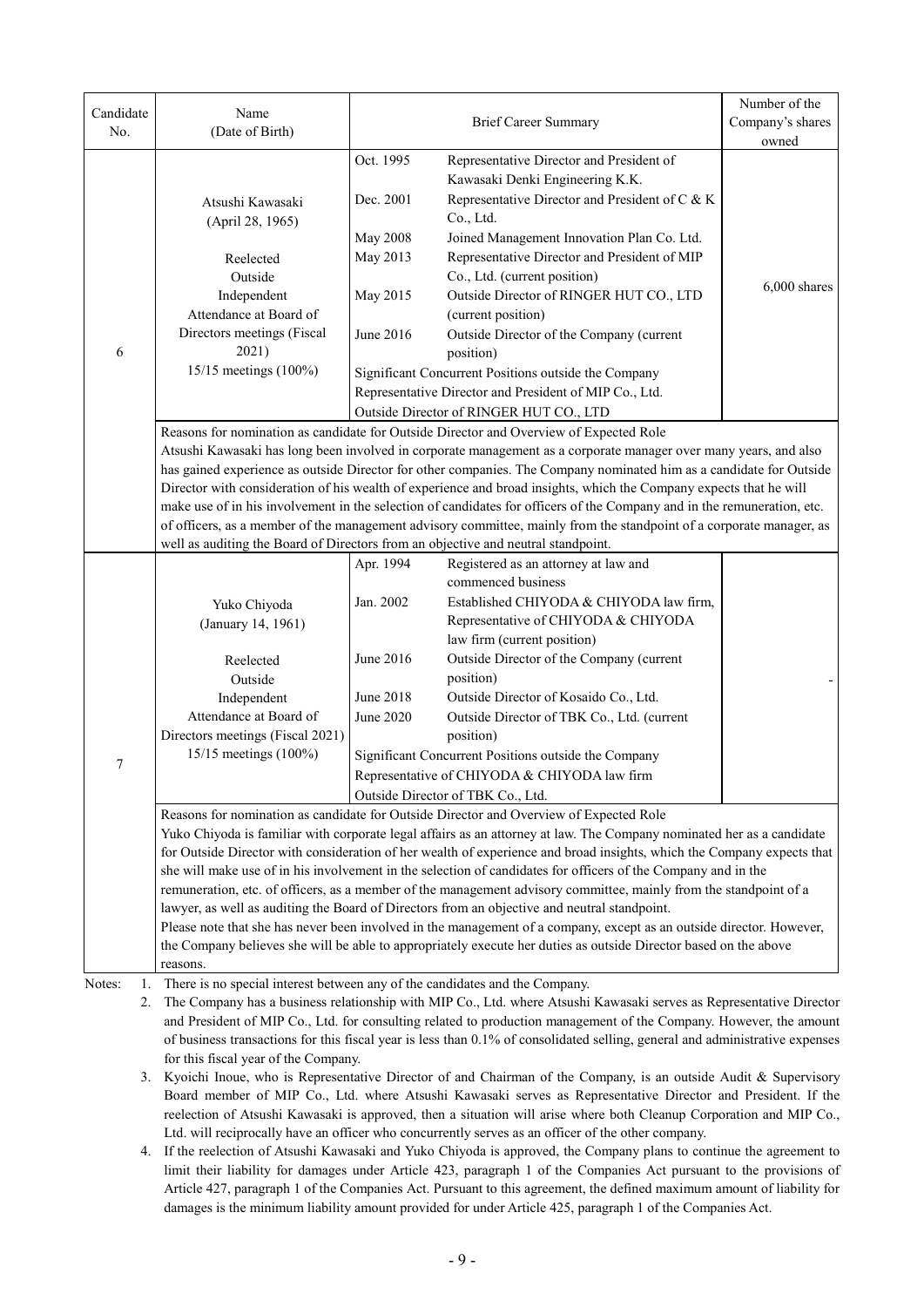| Candidate No. | Name (Date of Birth) | Brief Career Summary | | Number of the Company's shares owned |
|---|---|---|---|---|
| 6 | Atsushi Kawasaki (April 28, 1965)<br><br>Reelected<br>Outside<br>Independent<br>Attendance at Board of Directors meetings (Fiscal 2021)<br>15/15 meetings (100%) | Oct. 1995<br>Dec. 2001<br>May 2008<br>May 2013<br>May 2015<br>June 2016 | Representative Director and President of Kawasaki Denki Engineering K.K.<br>Representative Director and President of C & K Co., Ltd.<br>Joined Management Innovation Plan Co. Ltd.<br>Representative Director and President of MIP Co., Ltd. (current position)<br>Outside Director of RINGER HUT CO., LTD (current position)<br>Outside Director of the Company (current position) | 6,000 shares |
| | | Significant Concurrent Positions outside the Company<br>Representative Director and President of MIP Co., Ltd.<br>Outside Director of RINGER HUT CO., LTD | | |
| | Reasons for nomination as candidate for Outside Director and Overview of Expected Role<br>Atsushi Kawasaki has long been involved in corporate management as a corporate manager over many years, and also has gained experience as outside Director for other companies. The Company nominated him as a candidate for Outside Director with consideration of his wealth of experience and broad insights, which the Company expects that he will make use of in his involvement in the selection of candidates for officers of the Company and in the remuneration, etc. of officers, as a member of the management advisory committee, mainly from the standpoint of a corporate manager, as well as auditing the Board of Directors from an objective and neutral standpoint. | | | |
| 7 | Yuko Chiyoda (January 14, 1961)<br><br>Reelected<br>Outside<br>Independent<br>Attendance at Board of Directors meetings (Fiscal 2021)<br>15/15 meetings (100%) | Apr. 1994<br>Jan. 2002<br>June 2016<br>June 2018<br>June 2020 | Registered as an attorney at law and commenced business<br>Established CHIYODA & CHIYODA law firm, Representative of CHIYODA & CHIYODA law firm (current position)<br>Outside Director of the Company (current position)<br>Outside Director of Kosaido Co., Ltd.<br>Outside Director of TBK Co., Ltd. (current position) | - |
| | | Significant Concurrent Positions outside the Company<br>Representative of CHIYODA & CHIYODA law firm<br>Outside Director of TBK Co., Ltd. | | |
| | Reasons for nomination as candidate for Outside Director and Overview of Expected Role<br>Yuko Chiyoda is familiar with corporate legal affairs as an attorney at law. The Company nominated her as a candidate for Outside Director with consideration of her wealth of experience and broad insights, which the Company expects that she will make use of in his involvement in the selection of candidates for officers of the Company and in the remuneration, etc. of officers, as a member of the management advisory committee, mainly from the standpoint of a lawyer, as well as auditing the Board of Directors from an objective and neutral standpoint.<br>Please note that she has never been involved in the management of a company, except as an outside director. However, the Company believes she will be able to appropriately execute her duties as outside Director based on the above reasons. | | | |

Notes:

1. There is no special interest between any of the candidates and the Company.
2. The Company has a business relationship with MIP Co., Ltd. where Atsushi Kawasaki serves as Representative Director and President of MIP Co., Ltd. for consulting related to production management of the Company. However, the amount of business transactions for this fiscal year is less than 0.1% of consolidated selling, general and administrative expenses for this fiscal year of the Company.
3. Kyoichi Inoue, who is Representative Director of and Chairman of the Company, is an outside Audit & Supervisory Board member of MIP Co., Ltd. where Atsushi Kawasaki serves as Representative Director and President. If the reelection of Atsushi Kawasaki is approved, then a situation will arise where both Cleanup Corporation and MIP Co., Ltd. will reciprocally have an officer who concurrently serves as an officer of the other company.
4. If the reelection of Atsushi Kawasaki and Yuko Chiyoda is approved, the Company plans to continue the agreement to limit their liability for damages under Article 423, paragraph 1 of the Companies Act pursuant to the provisions of Article 427, paragraph 1 of the Companies Act. Pursuant to this agreement, the defined maximum amount of liability for damages is the minimum liability amount provided for under Article 425, paragraph 1 of the Companies Act.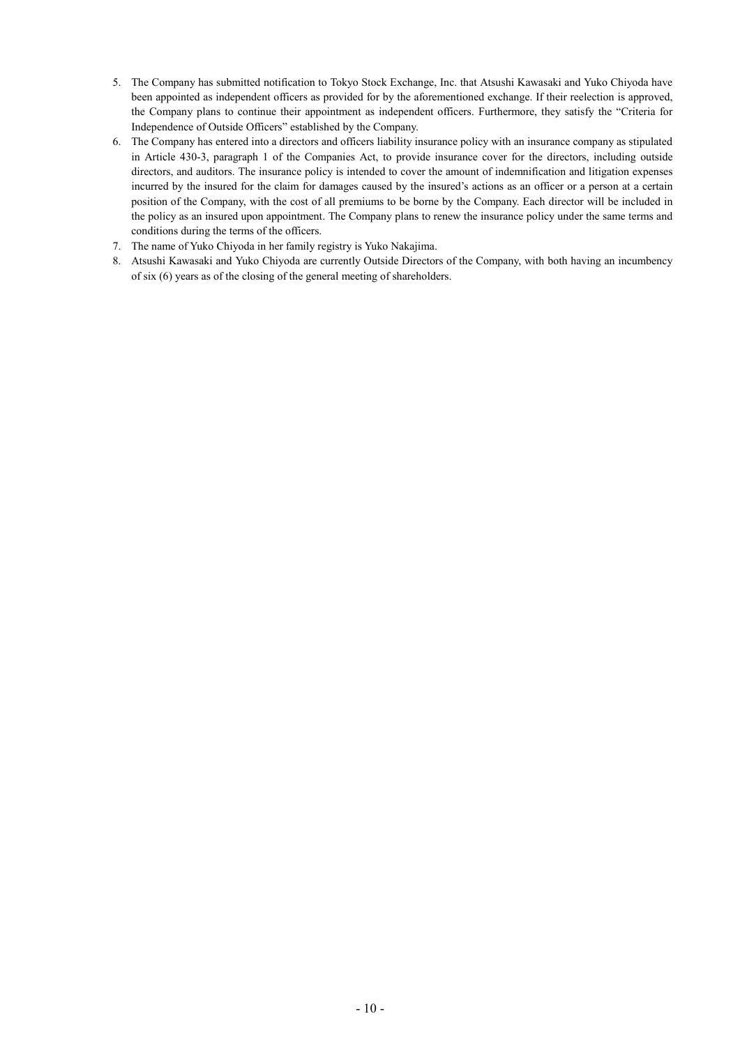5. The Company has submitted notification to Tokyo Stock Exchange, Inc. that Atsushi Kawasaki and Yuko Chiyoda have been appointed as independent officers as provided for by the aforementioned exchange. If their reelection is approved, the Company plans to continue their appointment as independent officers. Furthermore, they satisfy the "Criteria for Independence of Outside Officers" established by the Company.
6. The Company has entered into a directors and officers liability insurance policy with an insurance company as stipulated in Article 430-3, paragraph 1 of the Companies Act, to provide insurance cover for the directors, including outside directors, and auditors. The insurance policy is intended to cover the amount of indemnification and litigation expenses incurred by the insured for the claim for damages caused by the insured's actions as an officer or a person at a certain position of the Company, with the cost of all premiums to be borne by the Company. Each director will be included in the policy as an insured upon appointment. The Company plans to renew the insurance policy under the same terms and conditions during the terms of the officers.
7. The name of Yuko Chiyoda in her family registry is Yuko Nakajima.
8. Atsushi Kawasaki and Yuko Chiyoda are currently Outside Directors of the Company, with both having an incumbency of six (6) years as of the closing of the general meeting of shareholders.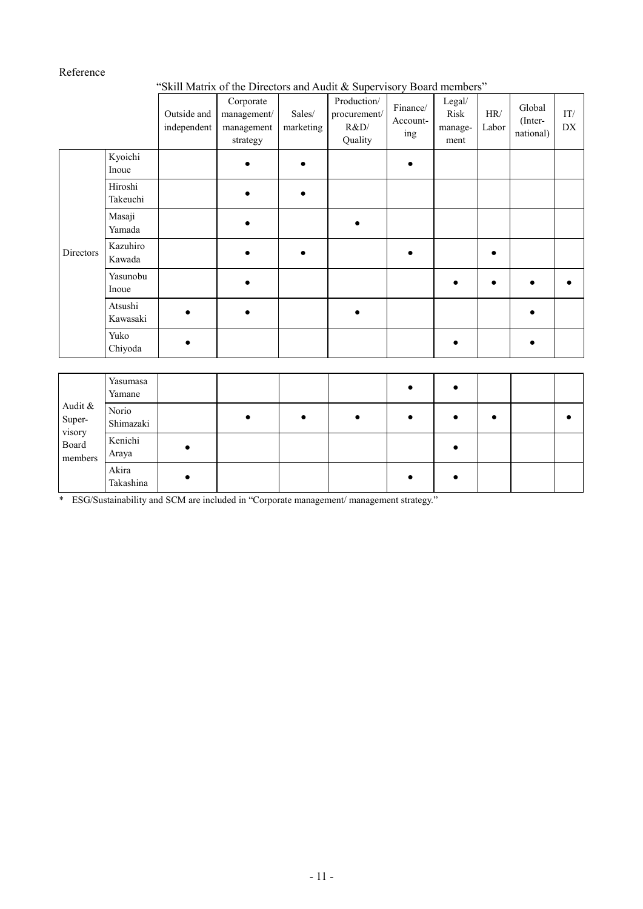Reference

"Skill Matrix of the Directors and Audit & Supervisory Board members"

| | | Outside and independent | Corporate management/ management strategy | Sales/ marketing | Production/ procurement/ R&D/ Quality | Finance/ Accounting | Legal/ Risk management | HR/ Labor | Global (International) | IT/ DX |
|---|---|---|---|---|---|---|---|---|---|---|
| Directors | Kyoichi Inoue | | ● | ● | | ● | | | | |
| | Hiroshi Takeuchi | | ● | ● | | | | | | |
| | Masaji Yamada | | ● | | ● | | | | | |
| | Kazuhiro Kawada | | ● | ● | | ● | | ● | | |
| | Yasunobu Inoue | | ● | | | | ● | ● | ● | ● |
| | Atsushi Kawasaki | ● | ● | | ● | | | | ● | |
| | Yuko Chiyoda | ● | | | | | ● | | ● | |
| Audit & Supervisory Board members | Yasumasa Yamane | | | | | ● | ● | | | |
| | Norio Shimazaki | | ● | ● | ● | ● | ● | ● | | ● |
| | Kenichi Araya | ● | | | | | ● | | | |
| | Akira Takashina | ● | | | | ● | ● | | | |

* ESG/Sustainability and SCM are included in "Corporate management/ management strategy."